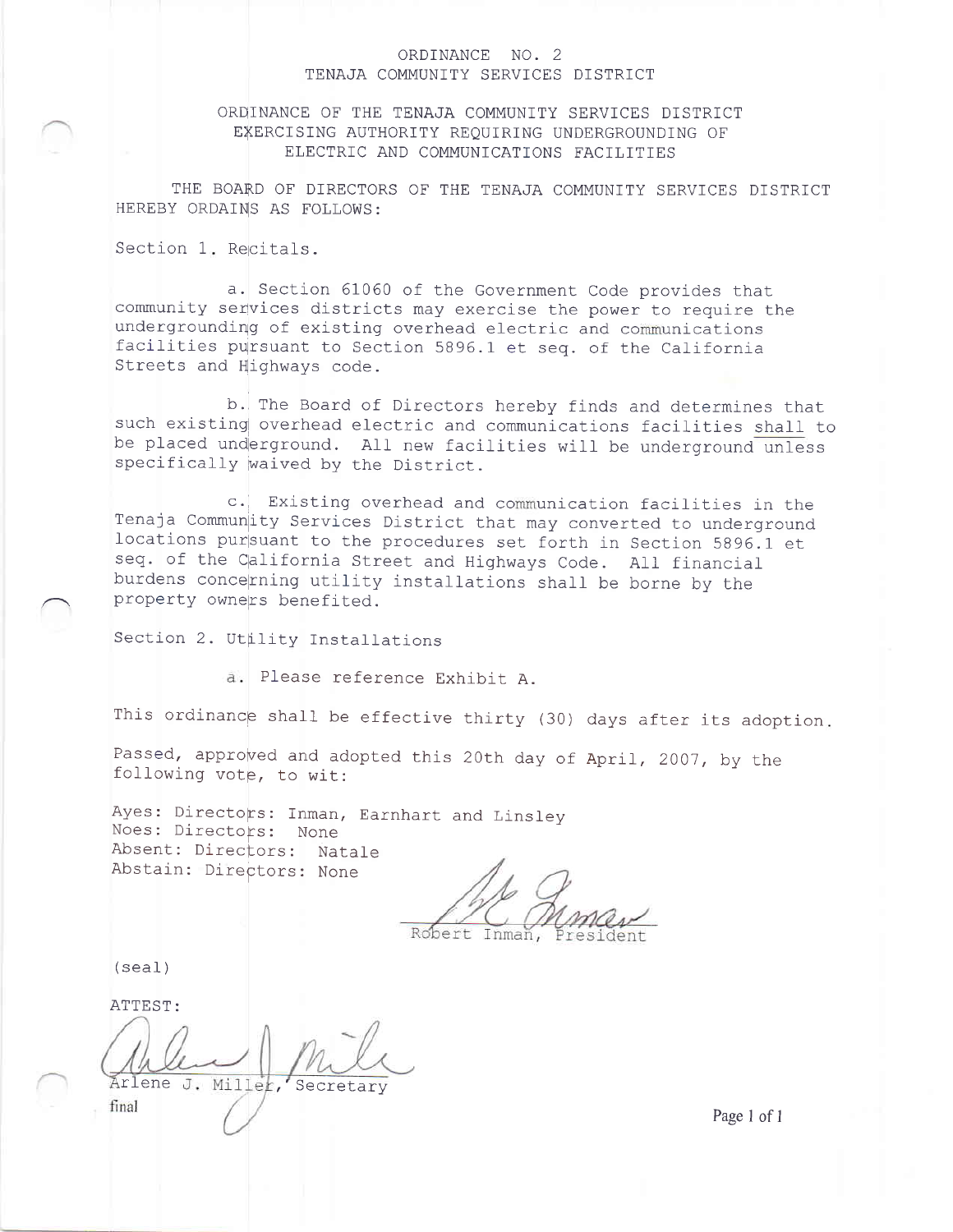# ORDINANCE NO. 2
# TENAJA COMMUNITY SERVICES DISTRICT

## ORDINANCE OF THE TENAJA COMMUNITY SERVICES DISTRICT EXERCISING AUTHORITY REQUIRING UNDERGROUNDING OF ELECTRIC AND COMMUNICATIONS FACILITIES

THE BOARD OF DIRECTORS OF THE TENAJA COMMUNITY SERVICES DISTRICT HEREBY ORDAINS AS FOLLOWS:

Section 1. Recitals.

a. Section 61060 of the Government Code provides that community services districts may exercise the power to require the undergrounding of existing overhead electric and communications facilities pursuant to Section 5896.1 et seq. of the California Streets and Highways code.

b. The Board of Directors hereby finds and determines that such existing overhead electric and communications facilities <u>shall</u> to be placed underground. All new facilities will be underground <u>unless</u> specifically waived by the District.

c. Existing overhead and communication facilities in the Tenaja Community Services District that may converted to underground locations pursuant to the procedures set forth in Section 5896.1 et seq. of the California Street and Highways Code. All financial burdens concerning utility installations shall be borne by the property owners benefited.

Section 2. Utility Installations

a. Please reference Exhibit A.

This ordinance shall be effective thirty (30) days after its adoption.

Passed, approved and adopted this 20th day of April, 2007, by the following vote, to wit:

Ayes: Directors: Inman, Earnhart and Linsley
Noes: Directors: None
Absent: Directors: Natale
Abstain: Directors: None

Robert Inman, President

(seal)

ATTEST:

Arlene J. Miller, Secretary

final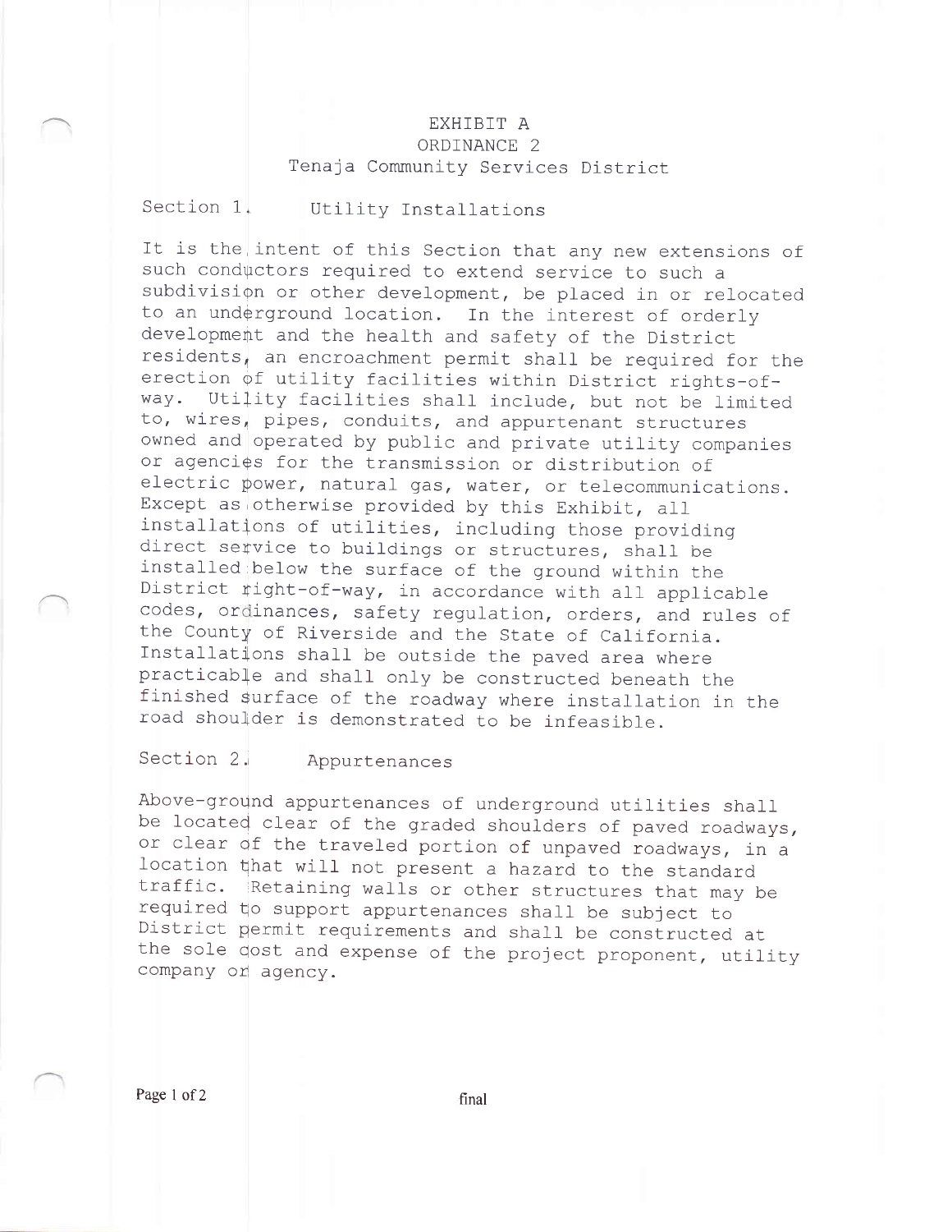# EXHIBIT A
## ORDINANCE 2
## Tenaja Community Services District

### Section 1. Utility Installations

It is the intent of this Section that any new extensions of such conductors required to extend service to such a subdivision or other development, be placed in or relocated to an underground location. In the interest of orderly development and the health and safety of the District residents, an encroachment permit shall be required for the erection of utility facilities within District rights-of-way. Utility facilities shall include, but not be limited to, wires, pipes, conduits, and appurtenant structures owned and operated by public and private utility companies or agencies for the transmission or distribution of electric power, natural gas, water, or telecommunications. Except as otherwise provided by this Exhibit, all installations of utilities, including those providing direct service to buildings or structures, shall be installed below the surface of the ground within the District right-of-way, in accordance with all applicable codes, ordinances, safety regulation, orders, and rules of the County of Riverside and the State of California. Installations shall be outside the paved area where practicable and shall only be constructed beneath the finished surface of the roadway where installation in the road shoulder is demonstrated to be infeasible.

### Section 2. Appurtenances

Above-ground appurtenances of underground utilities shall be located clear of the graded shoulders of paved roadways, or clear of the traveled portion of unpaved roadways, in a location that will not present a hazard to the standard traffic. Retaining walls or other structures that may be required to support appurtenances shall be subject to District permit requirements and shall be constructed at the sole cost and expense of the project proponent, utility company or agency.

final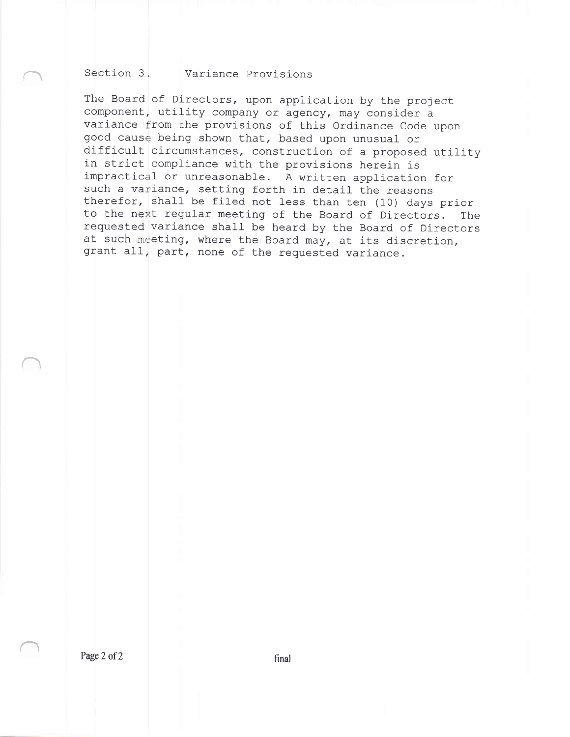## Section 3. Variance Provisions

The Board of Directors, upon application by the project component, utility company or agency, may consider a variance from the provisions of this Ordinance Code upon good cause being shown that, based upon unusual or difficult circumstances, construction of a proposed utility in strict compliance with the provisions herein is impractical or unreasonable. A written application for such a variance, setting forth in detail the reasons therefor, shall be filed not less than ten (10) days prior to the next regular meeting of the Board of Directors. The requested variance shall be heard by the Board of Directors at such meeting, where the Board may, at its discretion, grant all, part, none of the requested variance.

final